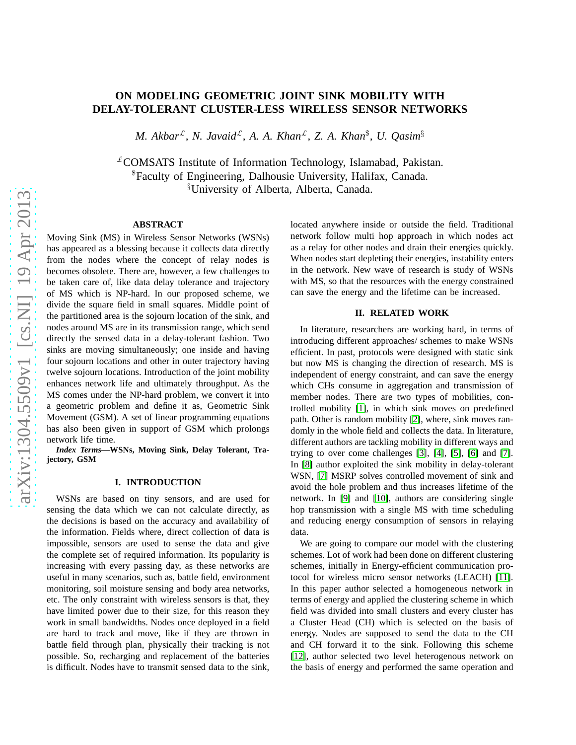# ON MODELING GEOMETRIC JOINT SINK MOBILITY WITH DELAY-TOLERANT CLUSTER-LESS WIRELESS SENSOR NETWORKS

*M. Akbar[£], N. Javaid[£], A. A. Khan[£], Z. A. Khan[$], U. Qasim[§]*

[£]COMSATS Institute of Information Technology, Islamabad, Pakistan.
[$]Faculty of Engineering, Dalhousie University, Halifax, Canada.
[§]University of Alberta, Alberta, Canada.

## ABSTRACT

Moving Sink (MS) in Wireless Sensor Networks (WSNs) has appeared as a blessing because it collects data directly from the nodes where the concept of relay nodes is becomes obsolete. There are, however, a few challenges to be taken care of, like data delay tolerance and trajectory of MS which is NP-hard. In our proposed scheme, we divide the square field in small squares. Middle point of the partitioned area is the sojourn location of the sink, and nodes around MS are in its transmission range, which send directly the sensed data in a delay-tolerant fashion. Two sinks are moving simultaneously; one inside and having four sojourn locations and other in outer trajectory having twelve sojourn locations. Introduction of the joint mobility enhances network life and ultimately throughput. As the MS comes under the NP-hard problem, we convert it into a geometric problem and define it as, Geometric Sink Movement (GSM). A set of linear programming equations has also been given in support of GSM which prolongs network life time.

***Index Terms*—WSNs, Moving Sink, Delay Tolerant, Trajectory, GSM**

## I. INTRODUCTION

WSNs are based on tiny sensors, and are used for sensing the data which we can not calculate directly, as the decisions is based on the accuracy and availability of the information. Fields where, direct collection of data is impossible, sensors are used to sense the data and give the complete set of required information. Its popularity is increasing with every passing day, as these networks are useful in many scenarios, such as, battle field, environment monitoring, soil moisture sensing and body area networks, etc. The only constraint with wireless sensors is that, they have limited power due to their size, for this reason they work in small bandwidths. Nodes once deployed in a field are hard to track and move, like if they are thrown in battle field through plan, physically their tracking is not possible. So, recharging and replacement of the batteries is difficult. Nodes have to transmit sensed data to the sink, located anywhere inside or outside the field. Traditional network follow multi hop approach in which nodes act as a relay for other nodes and drain their energies quickly. When nodes start depleting their energies, instability enters in the network. New wave of research is study of WSNs with MS, so that the resources with the energy constrained can save the energy and the lifetime can be increased.

## II. RELATED WORK

In literature, researchers are working hard, in terms of introducing different approaches/ schemes to make WSNs efficient. In past, protocols were designed with static sink but now MS is changing the direction of research. MS is independent of energy constraint, and can save the energy which CHs consume in aggregation and transmission of member nodes. There are two types of mobilities, controlled mobility [1], in which sink moves on predefined path. Other is random mobility [2], where, sink moves randomly in the whole field and collects the data. In literature, different authors are tackling mobility in different ways and trying to over come challenges [3], [4], [5], [6] and [7]. In [8] author exploited the sink mobility in delay-tolerant WSN, [7] MSRP solves controlled movement of sink and avoid the hole problem and thus increases lifetime of the network. In [9] and [10], authors are considering single hop transmission with a single MS with time scheduling and reducing energy consumption of sensors in relaying data.

We are going to compare our model with the clustering schemes. Lot of work had been done on different clustering schemes, initially in Energy-efficient communication protocol for wireless micro sensor networks (LEACH) [11]. In this paper author selected a homogeneous network in terms of energy and applied the clustering scheme in which field was divided into small clusters and every cluster has a Cluster Head (CH) which is selected on the basis of energy. Nodes are supposed to send the data to the CH and CH forward it to the sink. Following this scheme [12], author selected two level heterogenous network on the basis of energy and performed the same operation and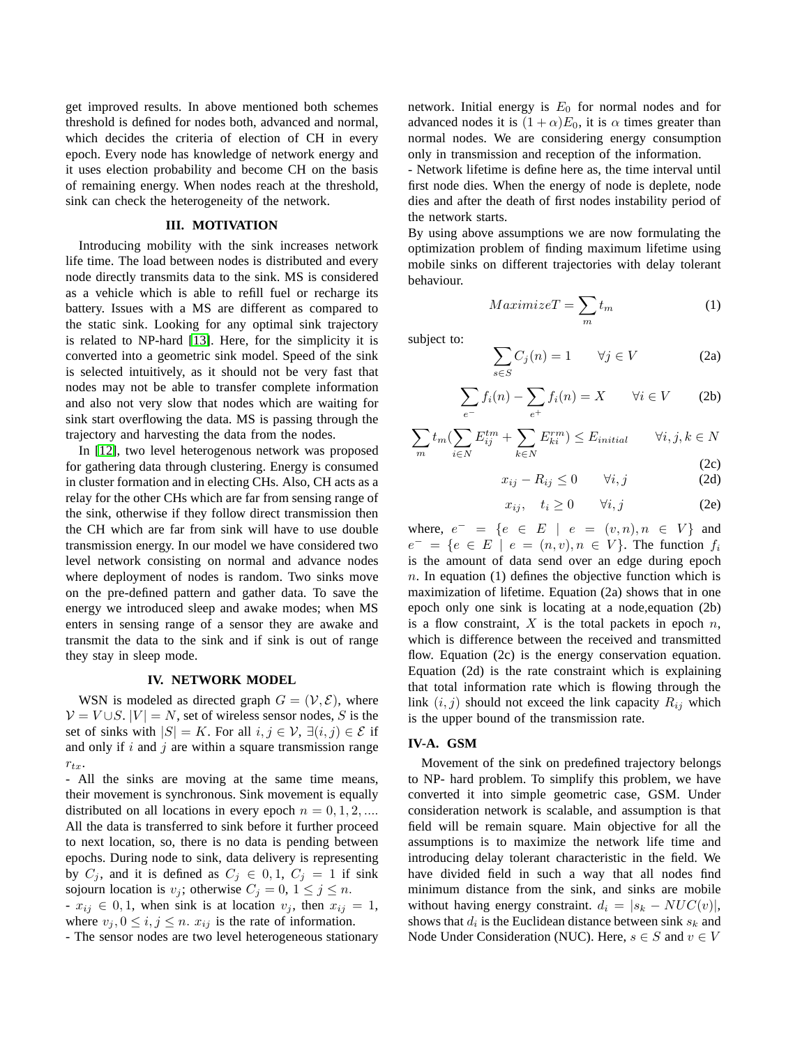get improved results. In above mentioned both schemes threshold is defined for nodes both, advanced and normal, which decides the criteria of election of CH in every epoch. Every node has knowledge of network energy and it uses election probability and become CH on the basis of remaining energy. When nodes reach at the threshold, sink can check the heterogeneity of the network.

## III. MOTIVATION

Introducing mobility with the sink increases network life time. The load between nodes is distributed and every node directly transmits data to the sink. MS is considered as a vehicle which is able to refill fuel or recharge its battery. Issues with a MS are different as compared to the static sink. Looking for any optimal sink trajectory is related to NP-hard [13]. Here, for the simplicity it is converted into a geometric sink model. Speed of the sink is selected intuitively, as it should not be very fast that nodes may not be able to transfer complete information and also not very slow that nodes which are waiting for sink start overflowing the data. MS is passing through the trajectory and harvesting the data from the nodes.

In [12], two level heterogenous network was proposed for gathering data through clustering. Energy is consumed in cluster formation and in electing CHs. Also, CH acts as a relay for the other CHs which are far from sensing range of the sink, otherwise if they follow direct transmission then the CH which are far from sink will have to use double transmission energy. In our model we have considered two level network consisting on normal and advance nodes where deployment of nodes is random. Two sinks move on the pre-defined pattern and gather data. To save the energy we introduced sleep and awake modes; when MS enters in sensing range of a sensor they are awake and transmit the data to the sink and if sink is out of range they stay in sleep mode.

## IV. NETWORK MODEL

WSN is modeled as directed graph $G = (\mathcal{V}, \mathcal{E})$, where $\mathcal{V} = V \cup S$. $|V| = N$, set of wireless sensor nodes, $S$ is the set of sinks with $|S| = K$. For all $i, j \in \mathcal{V}$, $\exists (i, j) \in \mathcal{E}$ if and only if $i$ and $j$ are within a square transmission range $r_{tx}$.

- All the sinks are moving at the same time means, their movement is synchronous. Sink movement is equally distributed on all locations in every epoch $n = 0, 1, 2, ....$ All the data is transferred to sink before it further proceed to next location, so, there is no data is pending between epochs. During node to sink, data delivery is representing by $C_j$, and it is defined as $C_j \in 0, 1$, $C_j = 1$ if sink sojourn location is $v_j$; otherwise $C_j = 0$, $1 \leq j \leq n$.
- $x_{ij} \in 0, 1$, when sink is at location $v_j$, then $x_{ij} = 1$, where $v_j, 0 \leq i, j \leq n$. $x_{ij}$ is the rate of information.
- The sensor nodes are two level heterogeneous stationary network. Initial energy is $E_0$ for normal nodes and for advanced nodes it is $(1 + \alpha)E_0$, it is $\alpha$ times greater than normal nodes. We are considering energy consumption only in transmission and reception of the information.
- Network lifetime is define here as, the time interval until first node dies. When the energy of node is deplete, node dies and after the death of first nodes instability period of the network starts.

By using above assumptions we are now formulating the optimization problem of finding maximum lifetime using mobile sinks on different trajectories with delay tolerant behaviour.

$$Maximize T = \sum_{m} t_m \tag{1}$$

subject to:

$$\sum_{s \in S} C_j(n) = 1 \qquad \forall j \in V \tag{2a}$$

$$\sum_{e^-} f_i(n) - \sum_{e^+} f_i(n) = X \qquad \forall i \in V \tag{2b}$$

$$\sum_{m} t_m (\sum_{i \in N} E_{ij}^{tm} + \sum_{k \in N} E_{ki}^{rm}) \leq E_{initial} \qquad \forall i, j, k \in N \tag{2c}$$

$$x_{ij} - R_{ij} \leq 0 \qquad \forall i, j \tag{2d}$$

$$x_{ij}, \quad t_i \geq 0 \qquad \forall i, j \tag{2e}$$

where, $e^- = \{e \in E \mid e = (v, n), n \in V\}$ and $e^- = \{e \in E \mid e = (n, v), n \in V\}$. The function $f_i$ is the amount of data send over an edge during epoch $n$. In equation (1) defines the objective function which is maximization of lifetime. Equation (2a) shows that in one epoch only one sink is locating at a node,equation (2b) is a flow constraint, $X$ is the total packets in epoch $n$, which is difference between the received and transmitted flow. Equation (2c) is the energy conservation equation. Equation (2d) is the rate constraint which is explaining that total information rate which is flowing through the link $(i, j)$ should not exceed the link capacity $R_{ij}$ which is the upper bound of the transmission rate.

### IV-A. GSM

Movement of the sink on predefined trajectory belongs to NP- hard problem. To simplify this problem, we have converted it into simple geometric case, GSM. Under consideration network is scalable, and assumption is that field will be remain square. Main objective for all the assumptions is to maximize the network life time and introducing delay tolerant characteristic in the field. We have divided field in such a way that all nodes find minimum distance from the sink, and sinks are mobile without having energy constraint. $d_i = |s_k - NUC(v)|$, shows that $d_i$ is the Euclidean distance between sink $s_k$ and Node Under Consideration (NUC). Here, $s \in S$ and $v \in V$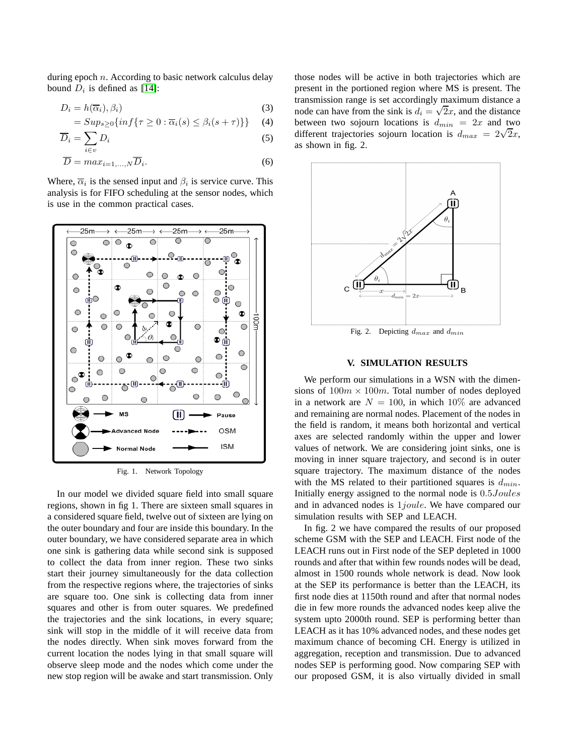during epoch $n$. According to basic network calculus delay bound $D_i$ is defined as [14]:

$$D_i = h(\overline{\alpha}_i), \beta_i) \tag{3}$$

$$= Sup_{s \geq 0}\{inf\{\tau \geq 0 : \overline{\alpha}_i(s) \leq \beta_i(s+\tau)\}\} \tag{4}$$

$$\overline{D}_i = \sum_{i \in v} D_i \tag{5}$$

$$\overline{D} = max_{i=1,...,N}\overline{D}_i. \tag{6}$$

Where, $\overline{\alpha}_i$ is the sensed input and $\beta_i$ is service curve. This analysis is for FIFO scheduling at the sensor nodes, which is use in the common practical cases.

←25m→ ←25m→ ←25m→ ←25m→

100m

MS

Pause

Advanced Node

OSM

Normal Node

ISM

$d_i$

$\theta_i$

Fig. 1. Network Topology

In our model we divided square field into small square regions, shown in fig 1. There are sixteen small squares in a considered square field, twelve out of sixteen are lying on the outer boundary and four are inside this boundary. In the outer boundary, we have considered separate area in which one sink is gathering data while second sink is supposed to collect the data from inner region. These two sinks start their journey simultaneously for the data collection from the respective regions where, the trajectories of sinks are square too. One sink is collecting data from inner squares and other is from outer squares. We predefined the trajectories and the sink locations, in every square; sink will stop in the middle of it will receive data from the nodes directly. When sink moves forward from the current location the nodes lying in that small square will observe sleep mode and the nodes which come under the new stop region will be awake and start transmission. Only those nodes will be active in both trajectories which are present in the portioned region where MS is present. The transmission range is set accordingly maximum distance a node can have from the sink is $d_i = \sqrt{2}x$, and the distance between two sojourn locations is $d_{min} = 2x$ and two different trajectories sojourn location is $d_{max} = 2\sqrt{2}x$, as shown in fig. 2.

A

B

C

$\theta_i$

$\theta_i$

$d_{max} = 2\sqrt{2}x$

$x$

$d_{min} = 2x$

Fig. 2. Depicting $d_{max}$ and $d_{min}$

## V. SIMULATION RESULTS

We perform our simulations in a WSN with the dimensions of $100m \times 100m$. Total number of nodes deployed in a network are $N = 100$, in which $10\%$ are advanced and remaining are normal nodes. Placement of the nodes in the field is random, it means both horizontal and vertical axes are selected randomly within the upper and lower values of network. We are considering joint sinks, one is moving in inner square trajectory, and second is in outer square trajectory. The maximum distance of the nodes with the MS related to their partitioned squares is $d_{min}$. Initially energy assigned to the normal node is $0.5 Joules$ and in advanced nodes is $1 joule$. We have compared our simulation results with SEP and LEACH.

In fig. 2 we have compared the results of our proposed scheme GSM with the SEP and LEACH. First node of the LEACH runs out in First node of the SEP depleted in 1000 rounds and after that within few rounds nodes will be dead, almost in 1500 rounds whole network is dead. Now look at the SEP its performance is better than the LEACH, its first node dies at 1150th round and after that normal nodes die in few more rounds the advanced nodes keep alive the system upto 2000th round. SEP is performing better than LEACH as it has 10% advanced nodes, and these nodes get maximum chance of becoming CH. Energy is utilized in aggregation, reception and transmission. Due to advanced nodes SEP is performing good. Now comparing SEP with our proposed GSM, it is also virtually divided in small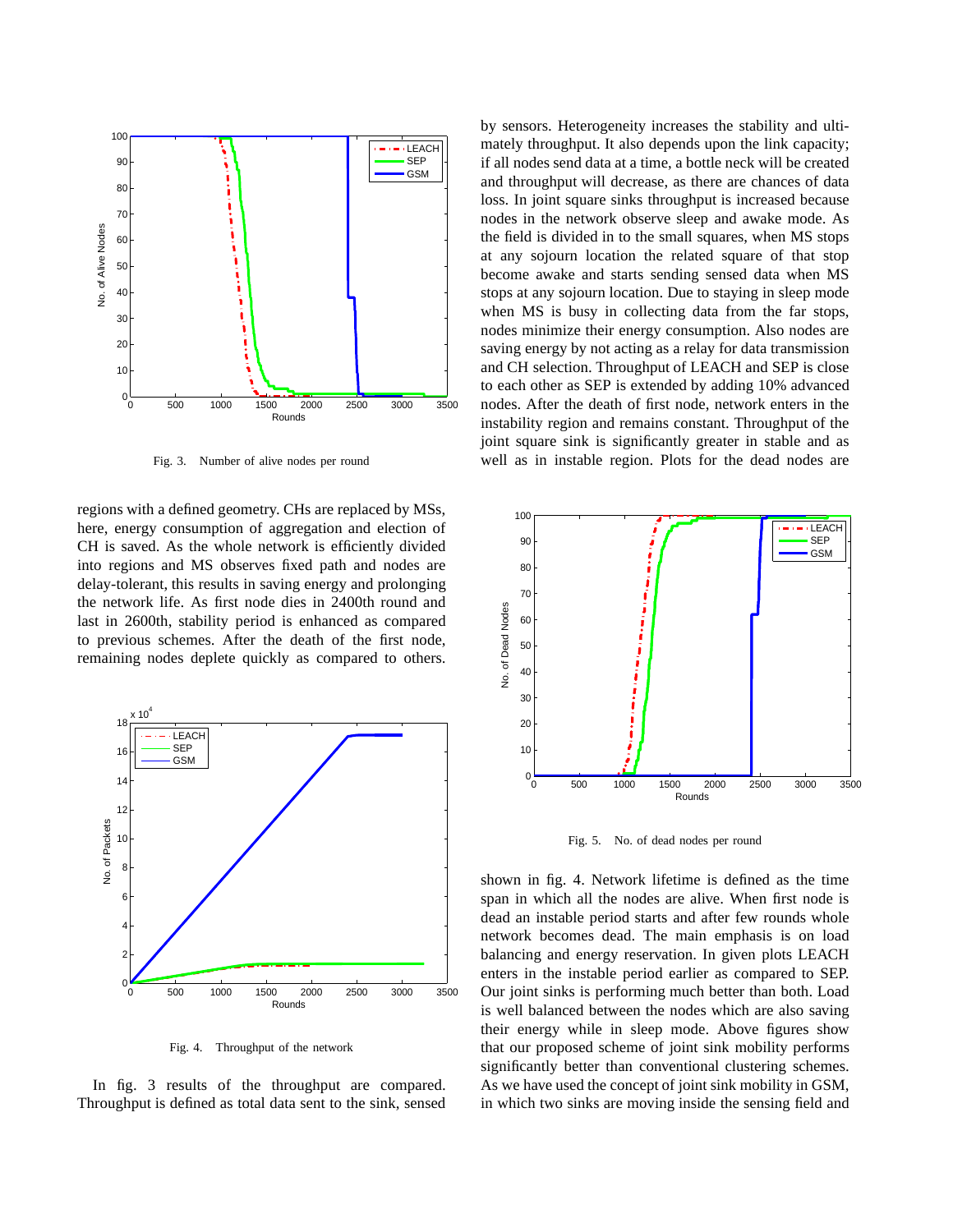100
90
80
70
60
50
40
30
20
10
0
No. of Alive Nodes
0 500 1000 1500 2000 2500 3000 3500
Rounds
LEACH
SEP
GSM

Fig. 3. Number of alive nodes per round

regions with a defined geometry. CHs are replaced by MSs, here, energy consumption of aggregation and election of CH is saved. As the whole network is efficiently divided into regions and MS observes fixed path and nodes are delay-tolerant, this results in saving energy and prolonging the network life. As first node dies in 2400th round and last in 2600th, stability period is enhanced as compared to previous schemes. After the death of the first node, remaining nodes deplete quickly as compared to others.

x $10^4$
18
16
14
12
10
8
6
4
2
0
No. of Packets
0 500 1000 1500 2000 2500 3000 3500
Rounds
LEACH
SEP
GSM

Fig. 4. Throughput of the network

In fig. 3 results of the throughput are compared. Throughput is defined as total data sent to the sink, sensed by sensors. Heterogeneity increases the stability and ultimately throughput. It also depends upon the link capacity; if all nodes send data at a time, a bottle neck will be created and throughput will decrease, as there are chances of data loss. In joint square sinks throughput is increased because nodes in the network observe sleep and awake mode. As the field is divided in to the small squares, when MS stops at any sojourn location the related square of that stop become awake and starts sending sensed data when MS stops at any sojourn location. Due to staying in sleep mode when MS is busy in collecting data from the far stops, nodes minimize their energy consumption. Also nodes are saving energy by not acting as a relay for data transmission and CH selection. Throughput of LEACH and SEP is close to each other as SEP is extended by adding 10% advanced nodes. After the death of first node, network enters in the instability region and remains constant. Throughput of the joint square sink is significantly greater in stable and as well as in instable region. Plots for the dead nodes are

100
90
80
70
60
50
40
30
20
10
0
No. of Dead Nodes
0 500 1000 1500 2000 2500 3000 3500
Rounds
LEACH
SEP
GSM

Fig. 5. No. of dead nodes per round

shown in fig. 4. Network lifetime is defined as the time span in which all the nodes are alive. When first node is dead an instable period starts and after few rounds whole network becomes dead. The main emphasis is on load balancing and energy reservation. In given plots LEACH enters in the instable period earlier as compared to SEP. Our joint sinks is performing much better than both. Load is well balanced between the nodes which are also saving their energy while in sleep mode. Above figures show that our proposed scheme of joint sink mobility performs significantly better than conventional clustering schemes. As we have used the concept of joint sink mobility in GSM, in which two sinks are moving inside the sensing field and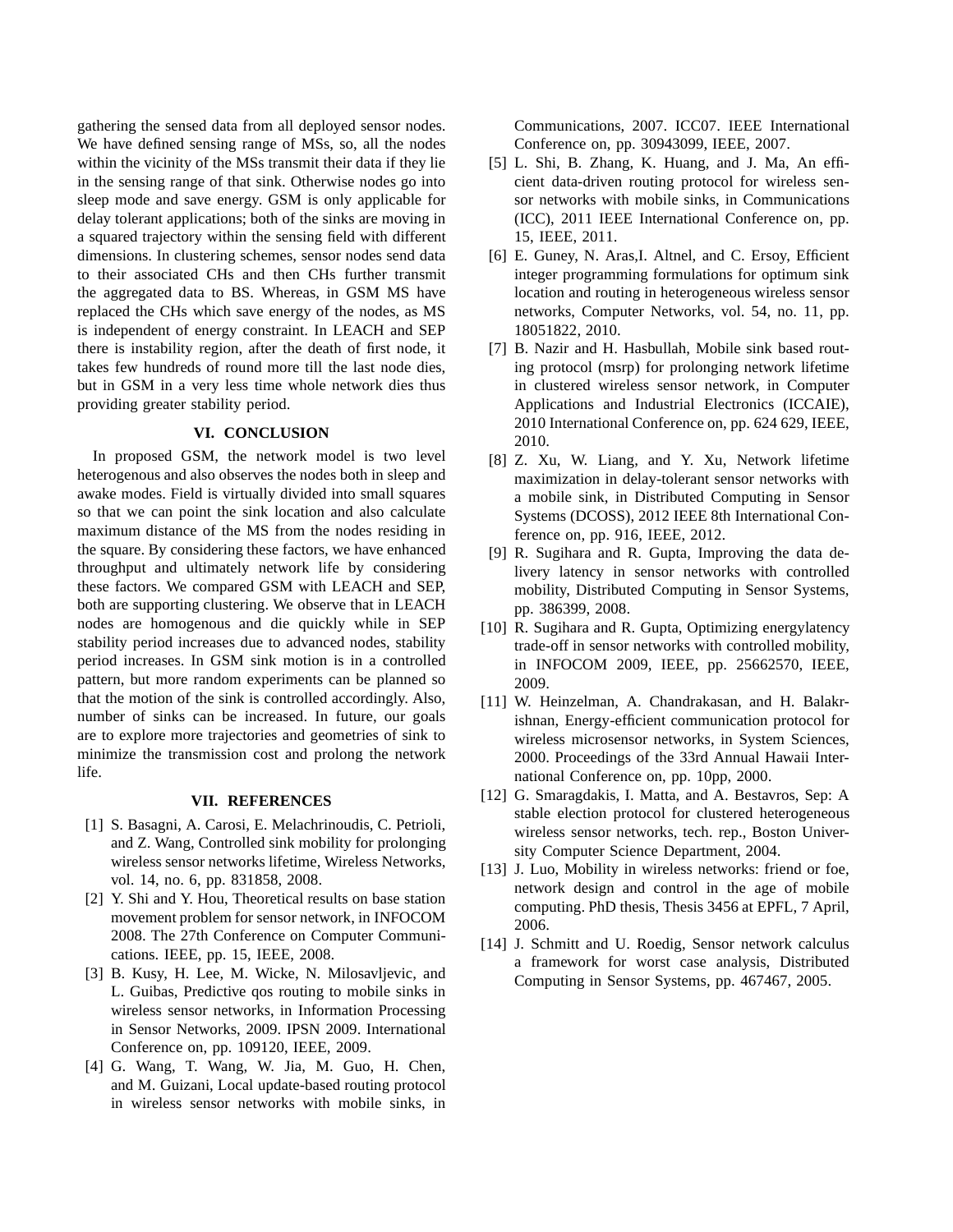gathering the sensed data from all deployed sensor nodes. We have defined sensing range of MSs, so, all the nodes within the vicinity of the MSs transmit their data if they lie in the sensing range of that sink. Otherwise nodes go into sleep mode and save energy. GSM is only applicable for delay tolerant applications; both of the sinks are moving in a squared trajectory within the sensing field with different dimensions. In clustering schemes, sensor nodes send data to their associated CHs and then CHs further transmit the aggregated data to BS. Whereas, in GSM MS have replaced the CHs which save energy of the nodes, as MS is independent of energy constraint. In LEACH and SEP there is instability region, after the death of first node, it takes few hundreds of round more till the last node dies, but in GSM in a very less time whole network dies thus providing greater stability period.

## VI. CONCLUSION

In proposed GSM, the network model is two level heterogenous and also observes the nodes both in sleep and awake modes. Field is virtually divided into small squares so that we can point the sink location and also calculate maximum distance of the MS from the nodes residing in the square. By considering these factors, we have enhanced throughput and ultimately network life by considering these factors. We compared GSM with LEACH and SEP, both are supporting clustering. We observe that in LEACH nodes are homogenous and die quickly while in SEP stability period increases due to advanced nodes, stability period increases. In GSM sink motion is in a controlled pattern, but more random experiments can be planned so that the motion of the sink is controlled accordingly. Also, number of sinks can be increased. In future, our goals are to explore more trajectories and geometries of sink to minimize the transmission cost and prolong the network life.

## VII. REFERENCES

[1] S. Basagni, A. Carosi, E. Melachrinoudis, C. Petrioli, and Z. Wang, Controlled sink mobility for prolonging wireless sensor networks lifetime, Wireless Networks, vol. 14, no. 6, pp. 831858, 2008.

[2] Y. Shi and Y. Hou, Theoretical results on base station movement problem for sensor network, in INFOCOM 2008. The 27th Conference on Computer Communications. IEEE, pp. 15, IEEE, 2008.

[3] B. Kusy, H. Lee, M. Wicke, N. Milosavljevic, and L. Guibas, Predictive qos routing to mobile sinks in wireless sensor networks, in Information Processing in Sensor Networks, 2009. IPSN 2009. International Conference on, pp. 109120, IEEE, 2009.

[4] G. Wang, T. Wang, W. Jia, M. Guo, H. Chen, and M. Guizani, Local update-based routing protocol in wireless sensor networks with mobile sinks, in Communications, 2007. ICC07. IEEE International Conference on, pp. 30943099, IEEE, 2007.

[5] L. Shi, B. Zhang, K. Huang, and J. Ma, An efficient data-driven routing protocol for wireless sensor networks with mobile sinks, in Communications (ICC), 2011 IEEE International Conference on, pp. 15, IEEE, 2011.

[6] E. Guney, N. Aras,I. Altnel, and C. Ersoy, Efficient integer programming formulations for optimum sink location and routing in heterogeneous wireless sensor networks, Computer Networks, vol. 54, no. 11, pp. 18051822, 2010.

[7] B. Nazir and H. Hasbullah, Mobile sink based routing protocol (msrp) for prolonging network lifetime in clustered wireless sensor network, in Computer Applications and Industrial Electronics (ICCAIE), 2010 International Conference on, pp. 624 629, IEEE, 2010.

[8] Z. Xu, W. Liang, and Y. Xu, Network lifetime maximization in delay-tolerant sensor networks with a mobile sink, in Distributed Computing in Sensor Systems (DCOSS), 2012 IEEE 8th International Conference on, pp. 916, IEEE, 2012.

[9] R. Sugihara and R. Gupta, Improving the data delivery latency in sensor networks with controlled mobility, Distributed Computing in Sensor Systems, pp. 386399, 2008.

[10] R. Sugihara and R. Gupta, Optimizing energylatency trade-off in sensor networks with controlled mobility, in INFOCOM 2009, IEEE, pp. 25662570, IEEE, 2009.

[11] W. Heinzelman, A. Chandrakasan, and H. Balakrishnan, Energy-efficient communication protocol for wireless microsensor networks, in System Sciences, 2000. Proceedings of the 33rd Annual Hawaii International Conference on, pp. 10pp, 2000.

[12] G. Smaragdakis, I. Matta, and A. Bestavros, Sep: A stable election protocol for clustered heterogeneous wireless sensor networks, tech. rep., Boston University Computer Science Department, 2004.

[13] J. Luo, Mobility in wireless networks: friend or foe, network design and control in the age of mobile computing. PhD thesis, Thesis 3456 at EPFL, 7 April, 2006.

[14] J. Schmitt and U. Roedig, Sensor network calculus a framework for worst case analysis, Distributed Computing in Sensor Systems, pp. 467467, 2005.